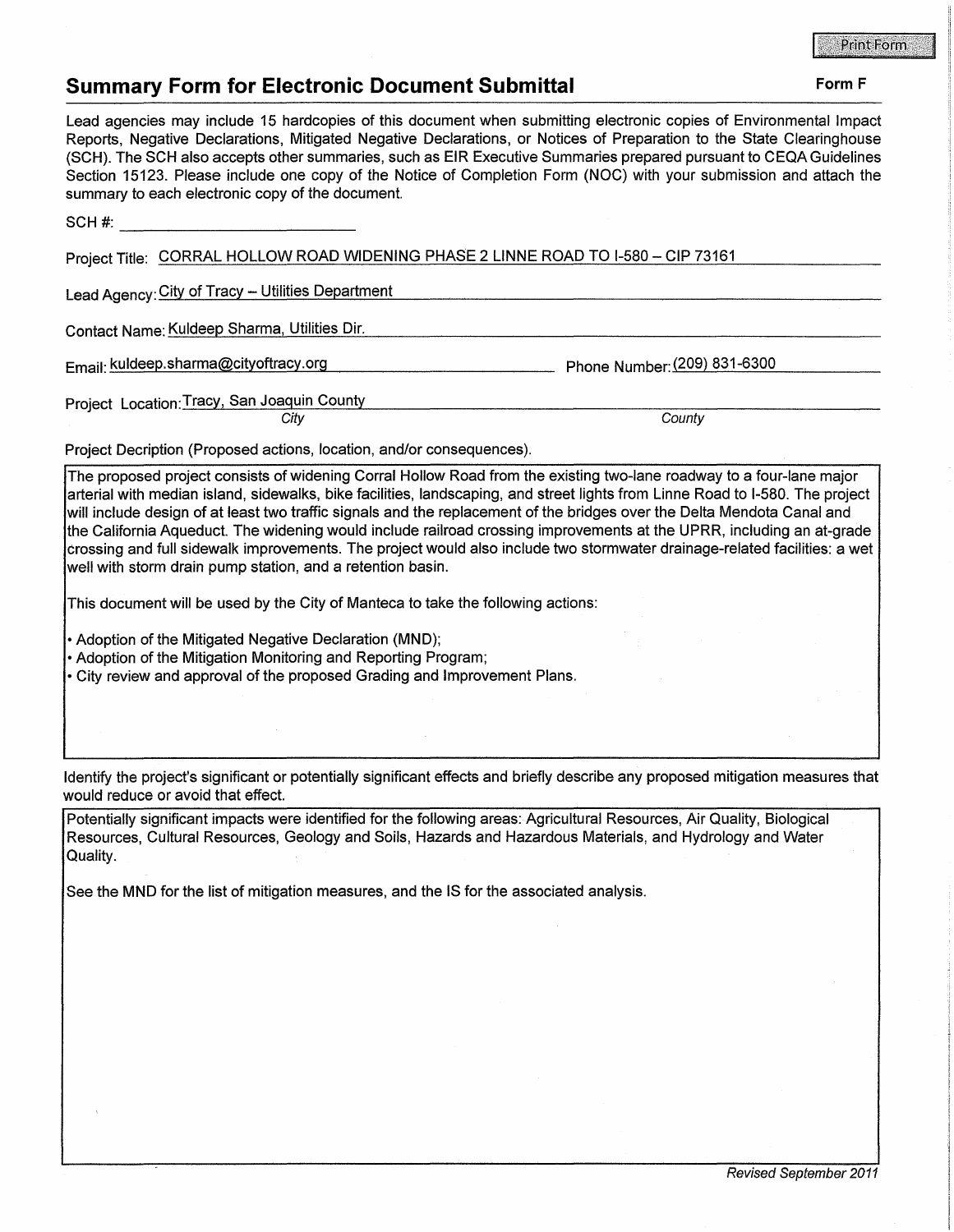Print Form

# Summary Form for Electronic Document Submittal

**Form F**

Lead agencies may include 15 hardcopies of this document when submitting electronic copies of Environmental Impact Reports, Negative Declarations, Mitigated Negative Declarations, or Notices of Preparation to the State Clearinghouse (SCH). The SCH also accepts other summaries, such as EIR Executive Summaries prepared pursuant to CEQA Guidelines Section 15123. Please include one copy of the Notice of Completion Form (NOC) with your submission and attach the summary to each electronic copy of the document.

SCH #: ______________________

Project Title: CORRAL HOLLOW ROAD WIDENING PHASE 2 LINNE ROAD TO I-580 – CIP 73161

Lead Agency: City of Tracy – Utilities Department

Contact Name: Kuldeep Sharma, Utilities Dir.

Email: kuldeep.sharma@cityoftracy.org

Phone Number: (209) 831-6300

Project Location: Tracy, San Joaquin County

*City* *County*

Project Decription (Proposed actions, location, and/or consequences).

The proposed project consists of widening Corral Hollow Road from the existing two-lane roadway to a four-lane major arterial with median island, sidewalks, bike facilities, landscaping, and street lights from Linne Road to I-580. The project will include design of at least two traffic signals and the replacement of the bridges over the Delta Mendota Canal and the California Aqueduct. The widening would include railroad crossing improvements at the UPRR, including an at-grade crossing and full sidewalk improvements. The project would also include two stormwater drainage-related facilities: a wet well with storm drain pump station, and a retention basin.

This document will be used by the City of Manteca to take the following actions:

- Adoption of the Mitigated Negative Declaration (MND);
- Adoption of the Mitigation Monitoring and Reporting Program;
- City review and approval of the proposed Grading and Improvement Plans.

Identify the project's significant or potentially significant effects and briefly describe any proposed mitigation measures that would reduce or avoid that effect.

Potentially significant impacts were identified for the following areas: Agricultural Resources, Air Quality, Biological Resources, Cultural Resources, Geology and Soils, Hazards and Hazardous Materials, and Hydrology and Water Quality.

See the MND for the list of mitigation measures, and the IS for the associated analysis.

*Revised September 2011*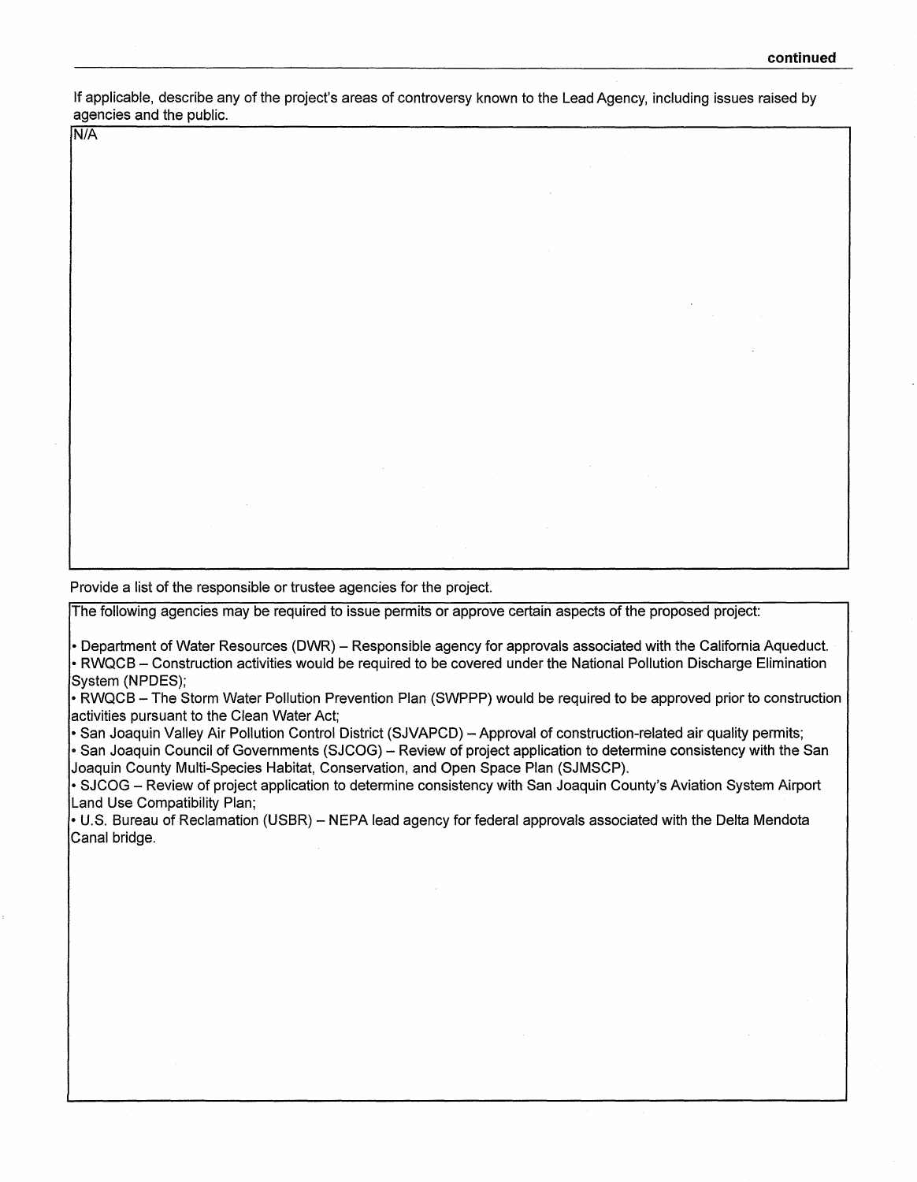**continued**

If applicable, describe any of the project's areas of controversy known to the Lead Agency, including issues raised by agencies and the public.

N/A

Provide a list of the responsible or trustee agencies for the project.

The following agencies may be required to issue permits or approve certain aspects of the proposed project:

- Department of Water Resources (DWR) – Responsible agency for approvals associated with the California Aqueduct.
- RWQCB – Construction activities would be required to be covered under the National Pollution Discharge Elimination System (NPDES);
- RWQCB – The Storm Water Pollution Prevention Plan (SWPPP) would be required to be approved prior to construction activities pursuant to the Clean Water Act;
- San Joaquin Valley Air Pollution Control District (SJVAPCD) – Approval of construction-related air quality permits;
- San Joaquin Council of Governments (SJCOG) – Review of project application to determine consistency with the San Joaquin County Multi-Species Habitat, Conservation, and Open Space Plan (SJMSCP).
- SJCOG – Review of project application to determine consistency with San Joaquin County's Aviation System Airport Land Use Compatibility Plan;
- U.S. Bureau of Reclamation (USBR) – NEPA lead agency for federal approvals associated with the Delta Mendota Canal bridge.